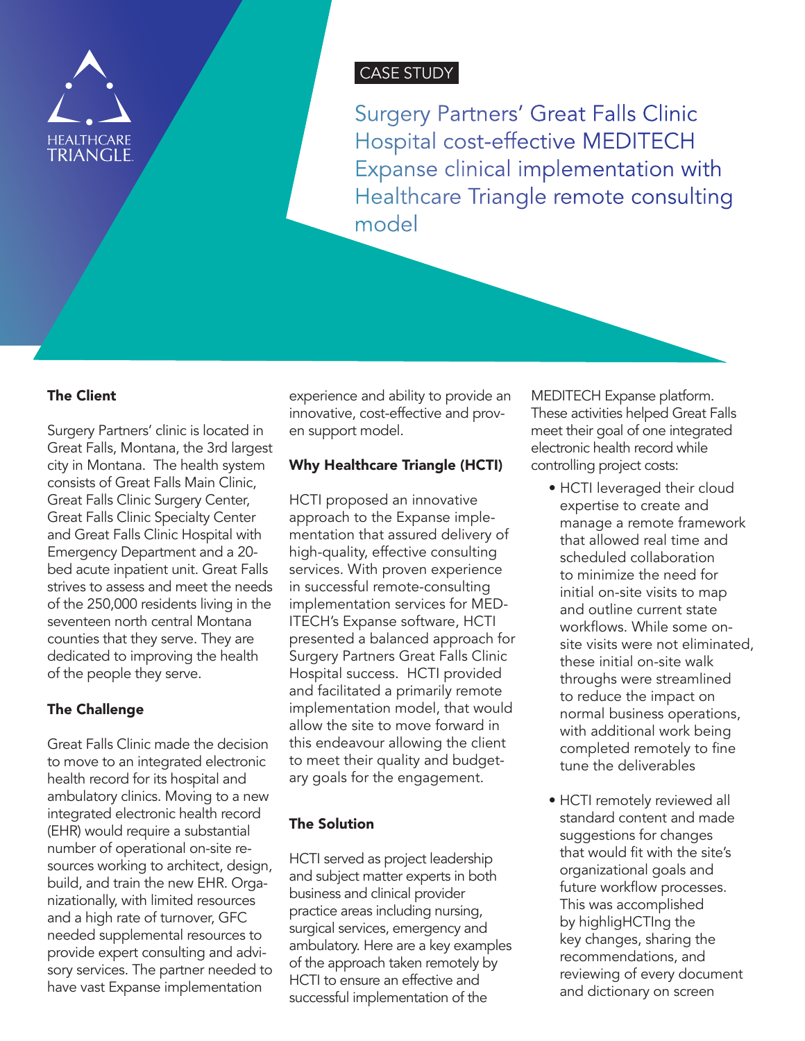HEALTHCARE TRIANGLE

CASE STUDY

# Surgery Partners' Great Falls Clinic Hospital cost-effective MEDITECH Expanse clinical implementation with Healthcare Triangle remote consulting model

### The Client

Surgery Partners' clinic is located in Great Falls, Montana, the 3rd largest city in Montana. The health system consists of Great Falls Main Clinic, Great Falls Clinic Surgery Center, Great Falls Clinic Specialty Center and Great Falls Clinic Hospital with Emergency Department and a 20-bed acute inpatient unit. Great Falls strives to assess and meet the needs of the 250,000 residents living in the seventeen north central Montana counties that they serve. They are dedicated to improving the health of the people they serve.

### The Challenge

Great Falls Clinic made the decision to move to an integrated electronic health record for its hospital and ambulatory clinics. Moving to a new integrated electronic health record (EHR) would require a substantial number of operational on-site resources working to architect, design, build, and train the new EHR. Organizationally, with limited resources and a high rate of turnover, GFC needed supplemental resources to provide expert consulting and advisory services. The partner needed to have vast Expanse implementation experience and ability to provide an innovative, cost-effective and proven support model.

### Why Healthcare Triangle (HCTI)

HCTI proposed an innovative approach to the Expanse implementation that assured delivery of high-quality, effective consulting services. With proven experience in successful remote-consulting implementation services for MEDITECH's Expanse software, HCTI presented a balanced approach for Surgery Partners Great Falls Clinic Hospital success. HCTI provided and facilitated a primarily remote implementation model, that would allow the site to move forward in this endeavour allowing the client to meet their quality and budgetary goals for the engagement.

### The Solution

HCTI served as project leadership and subject matter experts in both business and clinical provider practice areas including nursing, surgical services, emergency and ambulatory. Here are a key examples of the approach taken remotely by HCTI to ensure an effective and successful implementation of the MEDITECH Expanse platform. These activities helped Great Falls meet their goal of one integrated electronic health record while controlling project costs:

- HCTI leveraged their cloud expertise to create and manage a remote framework that allowed real time and scheduled collaboration to minimize the need for initial on-site visits to map and outline current state workflows. While some on-site visits were not eliminated, these initial on-site walk throughs were streamlined to reduce the impact on normal business operations, with additional work being completed remotely to fine tune the deliverables
- HCTI remotely reviewed all standard content and made suggestions for changes that would fit with the site's organizational goals and future workflow processes. This was accomplished by highligHCTIng the key changes, sharing the recommendations, and reviewing of every document and dictionary on screen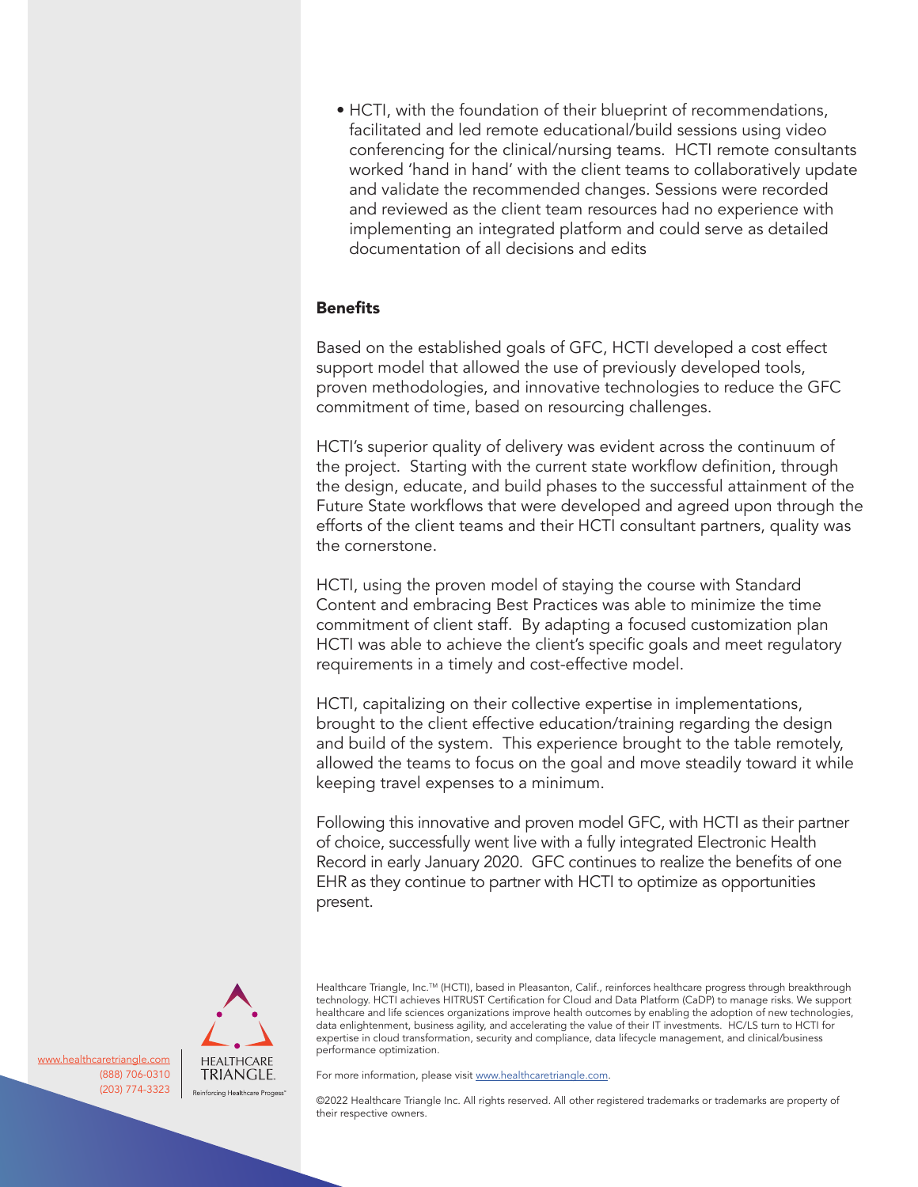- HCTI, with the foundation of their blueprint of recommendations, facilitated and led remote educational/build sessions using video conferencing for the clinical/nursing teams. HCTI remote consultants worked 'hand in hand' with the client teams to collaboratively update and validate the recommended changes. Sessions were recorded and reviewed as the client team resources had no experience with implementing an integrated platform and could serve as detailed documentation of all decisions and edits

## Benefits

Based on the established goals of GFC, HCTI developed a cost effect support model that allowed the use of previously developed tools, proven methodologies, and innovative technologies to reduce the GFC commitment of time, based on resourcing challenges.

HCTI's superior quality of delivery was evident across the continuum of the project. Starting with the current state workflow definition, through the design, educate, and build phases to the successful attainment of the Future State workflows that were developed and agreed upon through the efforts of the client teams and their HCTI consultant partners, quality was the cornerstone.

HCTI, using the proven model of staying the course with Standard Content and embracing Best Practices was able to minimize the time commitment of client staff. By adapting a focused customization plan HCTI was able to achieve the client's specific goals and meet regulatory requirements in a timely and cost-effective model.

HCTI, capitalizing on their collective expertise in implementations, brought to the client effective education/training regarding the design and build of the system. This experience brought to the table remotely, allowed the teams to focus on the goal and move steadily toward it while keeping travel expenses to a minimum.

Following this innovative and proven model GFC, with HCTI as their partner of choice, successfully went live with a fully integrated Electronic Health Record in early January 2020. GFC continues to realize the benefits of one EHR as they continue to partner with HCTI to optimize as opportunities present.

www.healthcaretriangle.com
(888) 706-0310
(203) 774-3323

HEALTHCARE TRIANGLE.
Reinforcing Healthcare Progess®

Healthcare Triangle, Inc.™ (HCTI), based in Pleasanton, Calif., reinforces healthcare progress through breakthrough technology. HCTI achieves HITRUST Certification for Cloud and Data Platform (CaDP) to manage risks. We support healthcare and life sciences organizations improve health outcomes by enabling the adoption of new technologies, data enlightenment, business agility, and accelerating the value of their IT investments. HC/LS turn to HCTI for expertise in cloud transformation, security and compliance, data lifecycle management, and clinical/business performance optimization.

For more information, please visit www.healthcaretriangle.com.

©2022 Healthcare Triangle Inc. All rights reserved. All other registered trademarks or trademarks are property of their respective owners.